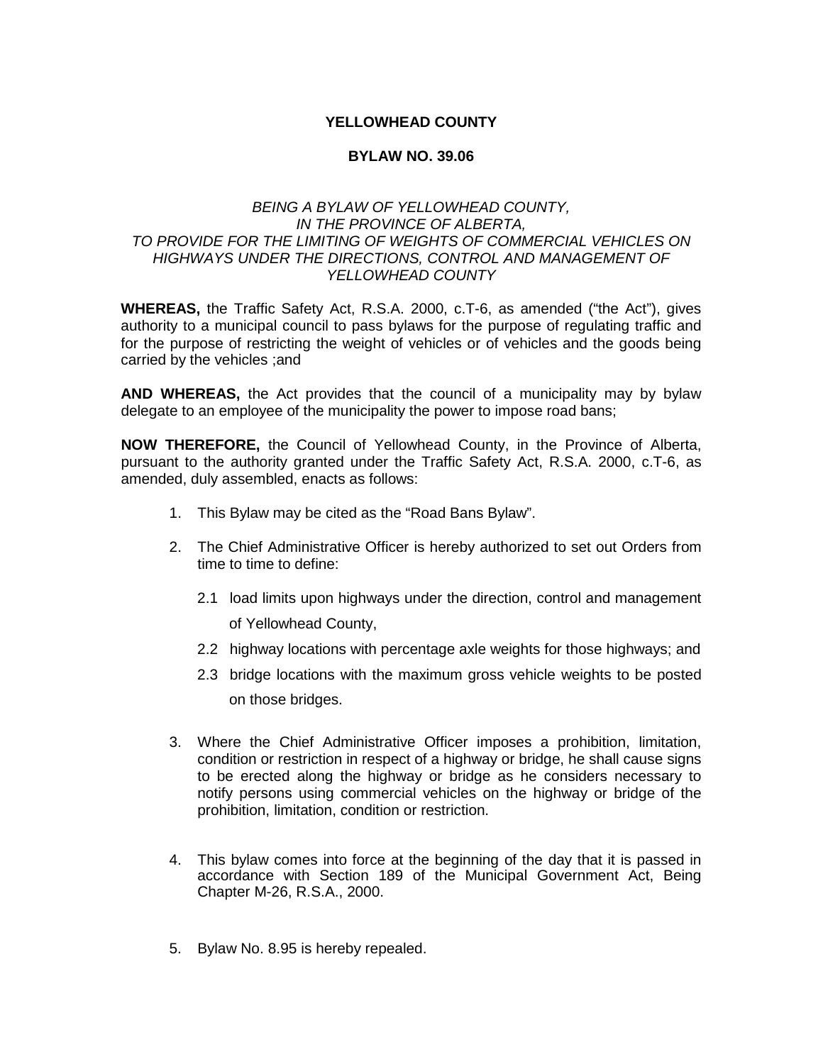# YELLOWHEAD COUNTY

## BYLAW NO. 39.06

*BEING A BYLAW OF YELLOWHEAD COUNTY, IN THE PROVINCE OF ALBERTA, TO PROVIDE FOR THE LIMITING OF WEIGHTS OF COMMERCIAL VEHICLES ON HIGHWAYS UNDER THE DIRECTIONS, CONTROL AND MANAGEMENT OF YELLOWHEAD COUNTY*

**WHEREAS,** the Traffic Safety Act, R.S.A. 2000, c.T-6, as amended ("the Act"), gives authority to a municipal council to pass bylaws for the purpose of regulating traffic and for the purpose of restricting the weight of vehicles or of vehicles and the goods being carried by the vehicles ;and

**AND WHEREAS,** the Act provides that the council of a municipality may by bylaw delegate to an employee of the municipality the power to impose road bans;

**NOW THEREFORE,** the Council of Yellowhead County, in the Province of Alberta, pursuant to the authority granted under the Traffic Safety Act, R.S.A. 2000, c.T-6, as amended, duly assembled, enacts as follows:

1. This Bylaw may be cited as the "Road Bans Bylaw".

2. The Chief Administrative Officer is hereby authorized to set out Orders from time to time to define:

   2.1 load limits upon highways under the direction, control and management of Yellowhead County,

   2.2 highway locations with percentage axle weights for those highways; and

   2.3 bridge locations with the maximum gross vehicle weights to be posted on those bridges.

3. Where the Chief Administrative Officer imposes a prohibition, limitation, condition or restriction in respect of a highway or bridge, he shall cause signs to be erected along the highway or bridge as he considers necessary to notify persons using commercial vehicles on the highway or bridge of the prohibition, limitation, condition or restriction.

4. This bylaw comes into force at the beginning of the day that it is passed in accordance with Section 189 of the Municipal Government Act, Being Chapter M-26, R.S.A., 2000.

5. Bylaw No. 8.95 is hereby repealed.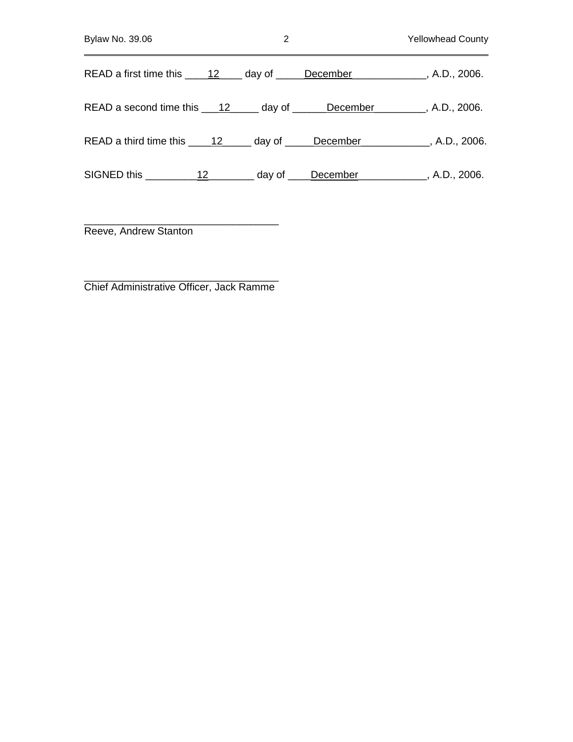READ a first time this ____12____ day of _____December_____________, A.D., 2006.

READ a second time this ___12_____ day of ______December_________, A.D., 2006.

READ a third time this ____12_____ day of _____December____________, A.D., 2006.

SIGNED this _________12________ day of ____December____________, A.D., 2006.

_________________________________
Reeve, Andrew Stanton

_________________________________
Chief Administrative Officer, Jack Ramme